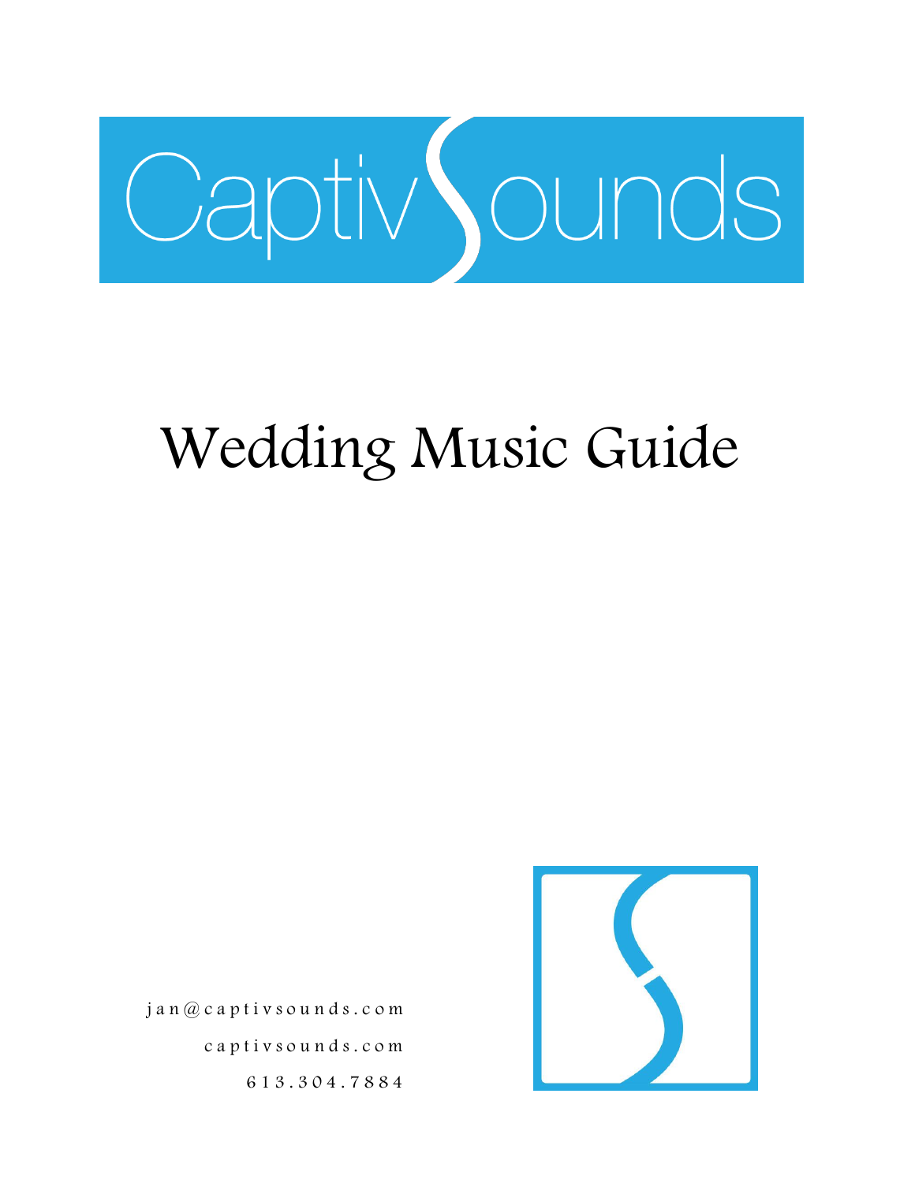# CaptivSounds

# Wedding Music Guide

jan@captivsounds.com

captivsounds.com

613.304.7884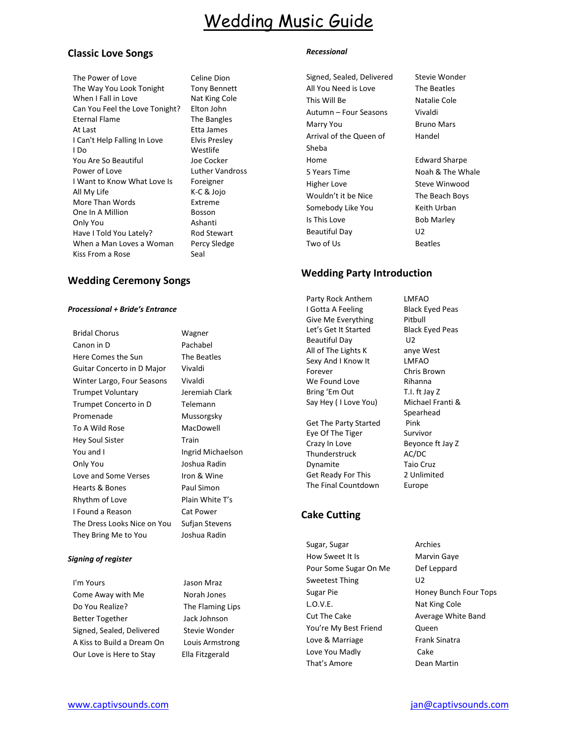# Wedding Music Guide

## Classic Love Songs

| | |
|---|---|
| The Power of Love | Celine Dion |
| The Way You Look Tonight | Tony Bennett |
| When I Fall in Love | Nat King Cole |
| Can You Feel the Love Tonight? | Elton John |
| Eternal Flame | The Bangles |
| At Last | Etta James |
| I Can't Help Falling In Love | Elvis Presley |
| I Do | Westlife |
| You Are So Beautiful | Joe Cocker |
| Power of Love | Luther Vandross |
| I Want to Know What Love Is | Foreigner |
| All My Life | K-C & Jojo |
| More Than Words | Extreme |
| One In A Million | Bosson |
| Only You | Ashanti |
| Have I Told You Lately? | Rod Stewart |
| When a Man Loves a Woman | Percy Sledge |
| Kiss From a Rose | Seal |

## Wedding Ceremony Songs

### *Processional + Bride's Entrance*

| | |
|---|---|
| Bridal Chorus | Wagner |
| Canon in D | Pachabel |
| Here Comes the Sun | The Beatles |
| Guitar Concerto in D Major | Vivaldi |
| Winter Largo, Four Seasons | Vivaldi |
| Trumpet Voluntary | Jeremiah Clark |
| Trumpet Concerto in D | Telemann |
| Promenade | Mussorgsky |
| To A Wild Rose | MacDowell |
| Hey Soul Sister | Train |
| You and I | Ingrid Michaelson |
| Only You | Joshua Radin |
| Love and Some Verses | Iron & Wine |
| Hearts & Bones | Paul Simon |
| Rhythm of Love | Plain White T's |
| I Found a Reason | Cat Power |
| The Dress Looks Nice on You | Sufjan Stevens |
| They Bring Me to You | Joshua Radin |

### *Signing of register*

| | |
|---|---|
| I'm Yours | Jason Mraz |
| Come Away with Me | Norah Jones |
| Do You Realize? | The Flaming Lips |
| Better Together | Jack Johnson |
| Signed, Sealed, Delivered | Stevie Wonder |
| A Kiss to Build a Dream On | Louis Armstrong |
| Our Love is Here to Stay | Ella Fitzgerald |

### *Recessional*

| | |
|---|---|
| Signed, Sealed, Delivered | Stevie Wonder |
| All You Need is Love | The Beatles |
| This Will Be | Natalie Cole |
| Autumn – Four Seasons | Vivaldi |
| Marry You | Bruno Mars |
| Arrival of the Queen of Sheba | Handel |
| Home | Edward Sharpe |
| 5 Years Time | Noah & The Whale |
| Higher Love | Steve Winwood |
| Wouldn't it be Nice | The Beach Boys |
| Somebody Like You | Keith Urban |
| Is This Love | Bob Marley |
| Beautiful Day | U2 |
| Two of Us | Beatles |

## Wedding Party Introduction

| | |
|---|---|
| Party Rock Anthem | LMFAO |
| I Gotta A Feeling | Black Eyed Peas |
| Give Me Everything | Pitbull |
| Let's Get It Started | Black Eyed Peas |
| Beautiful Day | U2 |
| All of The Lights K | anye West |
| Sexy And I Know It | LMFAO |
| Forever | Chris Brown |
| We Found Love | Rihanna |
| Bring 'Em Out | T.I. ft Jay Z |
| Say Hey ( I Love You) | Michael Franti & Spearhead |
| Get The Party Started | Pink |
| Eye Of The Tiger | Survivor |
| Crazy In Love | Beyonce ft Jay Z |
| Thunderstruck | AC/DC |
| Dynamite | Taio Cruz |
| Get Ready For This | 2 Unlimited |
| The Final Countdown | Europe |

## Cake Cutting

| | |
|---|---|
| Sugar, Sugar | Archies |
| How Sweet It Is | Marvin Gaye |
| Pour Some Sugar On Me | Def Leppard |
| Sweetest Thing | U2 |
| Sugar Pie | Honey Bunch Four Tops |
| L.O.V.E. | Nat King Cole |
| Cut The Cake | Average White Band |
| You're My Best Friend | Queen |
| Love & Marriage | Frank Sinatra |
| Love You Madly | Cake |
| That's Amore | Dean Martin |

www.captivsounds.com jan@captivsounds.com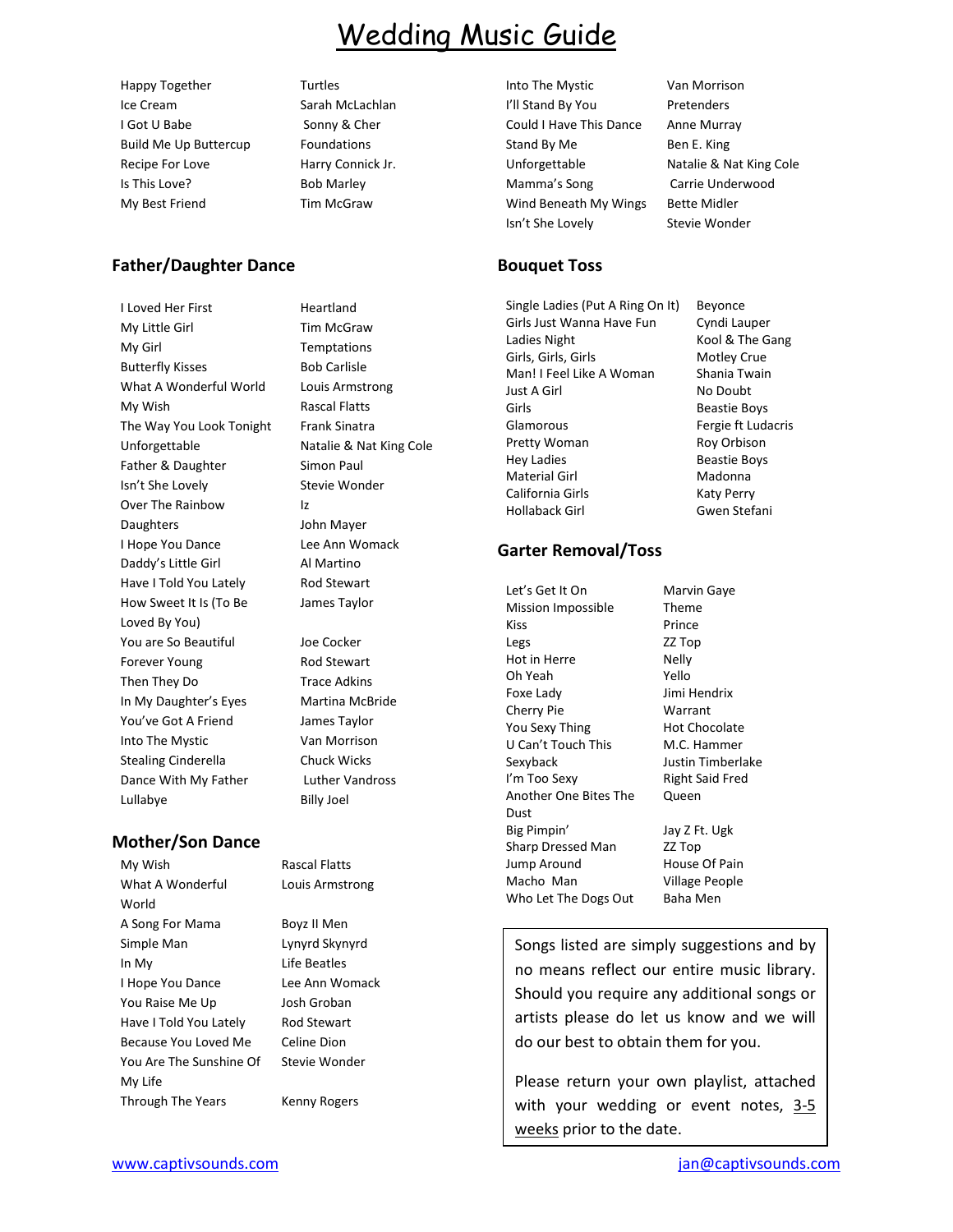# Wedding Music Guide

| | |
|---|---|
| Happy Together | Turtles |
| Ice Cream | Sarah McLachlan |
| I Got U Babe | Sonny & Cher |
| Build Me Up Buttercup | Foundations |
| Recipe For Love | Harry Connick Jr. |
| Is This Love? | Bob Marley |
| My Best Friend | Tim McGraw |

## Father/Daughter Dance

| | |
|---|---|
| I Loved Her First | Heartland |
| My Little Girl | Tim McGraw |
| My Girl | Temptations |
| Butterfly Kisses | Bob Carlisle |
| What A Wonderful World | Louis Armstrong |
| My Wish | Rascal Flatts |
| The Way You Look Tonight | Frank Sinatra |
| Unforgettable | Natalie & Nat King Cole |
| Father & Daughter | Simon Paul |
| Isn't She Lovely | Stevie Wonder |
| Over The Rainbow | Iz |
| Daughters | John Mayer |
| I Hope You Dance | Lee Ann Womack |
| Daddy's Little Girl | Al Martino |
| Have I Told You Lately | Rod Stewart |
| How Sweet It Is (To Be Loved By You) | James Taylor |
| You are So Beautiful | Joe Cocker |
| Forever Young | Rod Stewart |
| Then They Do | Trace Adkins |
| In My Daughter's Eyes | Martina McBride |
| You've Got A Friend | James Taylor |
| Into The Mystic | Van Morrison |
| Stealing Cinderella | Chuck Wicks |
| Dance With My Father | Luther Vandross |
| Lullabye | Billy Joel |

## Mother/Son Dance

| | |
|---|---|
| My Wish | Rascal Flatts |
| What A Wonderful World | Louis Armstrong |
| A Song For Mama | Boyz II Men |
| Simple Man | Lynyrd Skynyrd |
| In My | Life Beatles |
| I Hope You Dance | Lee Ann Womack |
| You Raise Me Up | Josh Groban |
| Have I Told You Lately | Rod Stewart |
| Because You Loved Me | Celine Dion |
| You Are The Sunshine Of My Life | Stevie Wonder |
| Through The Years | Kenny Rogers |
| Into The Mystic | Van Morrison |
| I'll Stand By You | Pretenders |
| Could I Have This Dance | Anne Murray |
| Stand By Me | Ben E. King |
| Unforgettable | Natalie & Nat King Cole |
| Mamma's Song | Carrie Underwood |
| Wind Beneath My Wings | Bette Midler |
| Isn't She Lovely | Stevie Wonder |

## Bouquet Toss

| | |
|---|---|
| Single Ladies (Put A Ring On It) | Beyonce |
| Girls Just Wanna Have Fun | Cyndi Lauper |
| Ladies Night | Kool & The Gang |
| Girls, Girls, Girls | Motley Crue |
| Man! I Feel Like A Woman | Shania Twain |
| Just A Girl | No Doubt |
| Girls | Beastie Boys |
| Glamorous | Fergie ft Ludacris |
| Pretty Woman | Roy Orbison |
| Hey Ladies | Beastie Boys |
| Material Girl | Madonna |
| California Girls | Katy Perry |
| Hollaback Girl | Gwen Stefani |

## Garter Removal/Toss

| | |
|---|---|
| Let's Get It On | Marvin Gaye |
| Mission Impossible | Theme |
| Kiss | Prince |
| Legs | ZZ Top |
| Hot in Herre | Nelly |
| Oh Yeah | Yello |
| Foxe Lady | Jimi Hendrix |
| Cherry Pie | Warrant |
| You Sexy Thing | Hot Chocolate |
| U Can't Touch This | M.C. Hammer |
| Sexyback | Justin Timberlake |
| I'm Too Sexy | Right Said Fred |
| Another One Bites The Dust | Queen |
| Big Pimpin' | Jay Z Ft. Ugk |
| Sharp Dressed Man | ZZ Top |
| Jump Around | House Of Pain |
| Macho Man | Village People |
| Who Let The Dogs Out | Baha Men |

Songs listed are simply suggestions and by no means reflect our entire music library. Should you require any additional songs or artists please do let us know and we will do our best to obtain them for you.

Please return your own playlist, attached with your wedding or event notes, 3-5 weeks prior to the date.

www.captivsounds.com jan@captivsounds.com